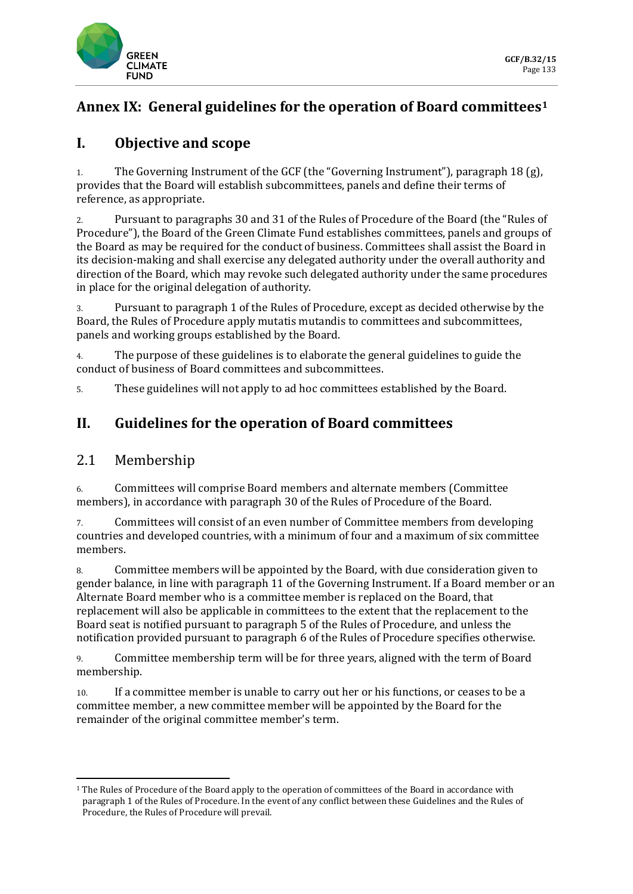# Annex IX: General guidelines for the operation of Board committees[1]

## I. Objective and scope

1. The Governing Instrument of the GCF (the "Governing Instrument"), paragraph 18 (g), provides that the Board will establish subcommittees, panels and define their terms of reference, as appropriate.

2. Pursuant to paragraphs 30 and 31 of the Rules of Procedure of the Board (the "Rules of Procedure"), the Board of the Green Climate Fund establishes committees, panels and groups of the Board as may be required for the conduct of business. Committees shall assist the Board in its decision-making and shall exercise any delegated authority under the overall authority and direction of the Board, which may revoke such delegated authority under the same procedures in place for the original delegation of authority.

3. Pursuant to paragraph 1 of the Rules of Procedure, except as decided otherwise by the Board, the Rules of Procedure apply mutatis mutandis to committees and subcommittees, panels and working groups established by the Board.

4. The purpose of these guidelines is to elaborate the general guidelines to guide the conduct of business of Board committees and subcommittees.

5. These guidelines will not apply to ad hoc committees established by the Board.

## II. Guidelines for the operation of Board committees

### 2.1 Membership

6. Committees will comprise Board members and alternate members (Committee members), in accordance with paragraph 30 of the Rules of Procedure of the Board.

7. Committees will consist of an even number of Committee members from developing countries and developed countries, with a minimum of four and a maximum of six committee members.

8. Committee members will be appointed by the Board, with due consideration given to gender balance, in line with paragraph 11 of the Governing Instrument. If a Board member or an Alternate Board member who is a committee member is replaced on the Board, that replacement will also be applicable in committees to the extent that the replacement to the Board seat is notified pursuant to paragraph 5 of the Rules of Procedure, and unless the notification provided pursuant to paragraph 6 of the Rules of Procedure specifies otherwise.

9. Committee membership term will be for three years, aligned with the term of Board membership.

10. If a committee member is unable to carry out her or his functions, or ceases to be a committee member, a new committee member will be appointed by the Board for the remainder of the original committee member's term.

---

[1] The Rules of Procedure of the Board apply to the operation of committees of the Board in accordance with paragraph 1 of the Rules of Procedure. In the event of any conflict between these Guidelines and the Rules of Procedure, the Rules of Procedure will prevail.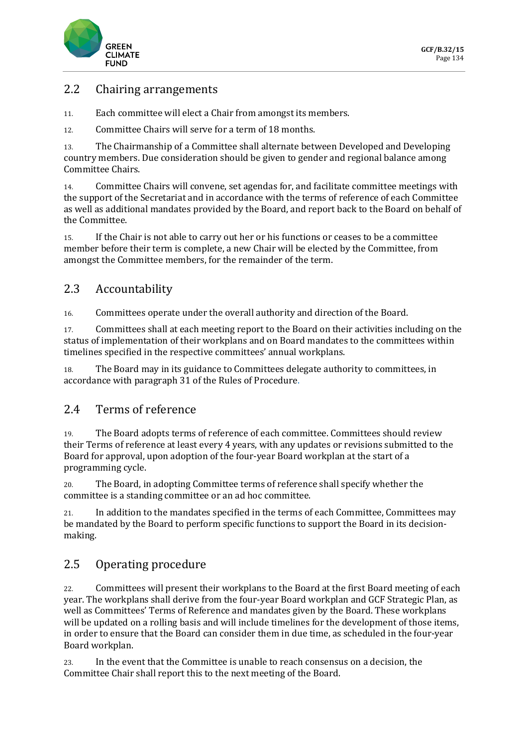## 2.2 Chairing arrangements

11. Each committee will elect a Chair from amongst its members.

12. Committee Chairs will serve for a term of 18 months.

13. The Chairmanship of a Committee shall alternate between Developed and Developing country members. Due consideration should be given to gender and regional balance among Committee Chairs.

14. Committee Chairs will convene, set agendas for, and facilitate committee meetings with the support of the Secretariat and in accordance with the terms of reference of each Committee as well as additional mandates provided by the Board, and report back to the Board on behalf of the Committee.

15. If the Chair is not able to carry out her or his functions or ceases to be a committee member before their term is complete, a new Chair will be elected by the Committee, from amongst the Committee members, for the remainder of the term.

## 2.3 Accountability

16. Committees operate under the overall authority and direction of the Board.

17. Committees shall at each meeting report to the Board on their activities including on the status of implementation of their workplans and on Board mandates to the committees within timelines specified in the respective committees' annual workplans.

18. The Board may in its guidance to Committees delegate authority to committees, in accordance with paragraph 31 of the Rules of Procedure.

## 2.4 Terms of reference

19. The Board adopts terms of reference of each committee. Committees should review their Terms of reference at least every 4 years, with any updates or revisions submitted to the Board for approval, upon adoption of the four-year Board workplan at the start of a programming cycle.

20. The Board, in adopting Committee terms of reference shall specify whether the committee is a standing committee or an ad hoc committee.

21. In addition to the mandates specified in the terms of each Committee, Committees may be mandated by the Board to perform specific functions to support the Board in its decision-making.

## 2.5 Operating procedure

22. Committees will present their workplans to the Board at the first Board meeting of each year. The workplans shall derive from the four-year Board workplan and GCF Strategic Plan, as well as Committees' Terms of Reference and mandates given by the Board. These workplans will be updated on a rolling basis and will include timelines for the development of those items, in order to ensure that the Board can consider them in due time, as scheduled in the four-year Board workplan.

23. In the event that the Committee is unable to reach consensus on a decision, the Committee Chair shall report this to the next meeting of the Board.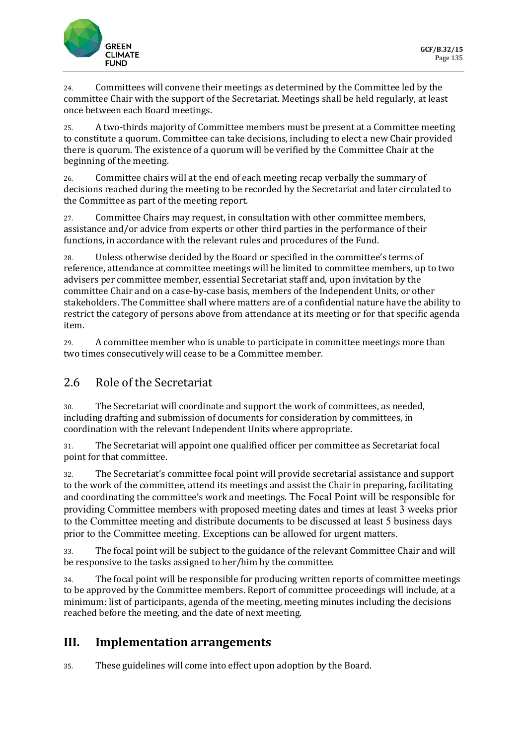24. Committees will convene their meetings as determined by the Committee led by the committee Chair with the support of the Secretariat. Meetings shall be held regularly, at least once between each Board meetings.

25. A two-thirds majority of Committee members must be present at a Committee meeting to constitute a quorum. Committee can take decisions, including to elect a new Chair provided there is quorum. The existence of a quorum will be verified by the Committee Chair at the beginning of the meeting.

26. Committee chairs will at the end of each meeting recap verbally the summary of decisions reached during the meeting to be recorded by the Secretariat and later circulated to the Committee as part of the meeting report.

27. Committee Chairs may request, in consultation with other committee members, assistance and/or advice from experts or other third parties in the performance of their functions, in accordance with the relevant rules and procedures of the Fund.

28. Unless otherwise decided by the Board or specified in the committee's terms of reference, attendance at committee meetings will be limited to committee members, up to two advisers per committee member, essential Secretariat staff and, upon invitation by the committee Chair and on a case-by-case basis, members of the Independent Units, or other stakeholders. The Committee shall where matters are of a confidential nature have the ability to restrict the category of persons above from attendance at its meeting or for that specific agenda item.

29. A committee member who is unable to participate in committee meetings more than two times consecutively will cease to be a Committee member.

## 2.6 Role of the Secretariat

30. The Secretariat will coordinate and support the work of committees, as needed, including drafting and submission of documents for consideration by committees, in coordination with the relevant Independent Units where appropriate.

31. The Secretariat will appoint one qualified officer per committee as Secretariat focal point for that committee.

32. The Secretariat's committee focal point will provide secretarial assistance and support to the work of the committee, attend its meetings and assist the Chair in preparing, facilitating and coordinating the committee's work and meetings. The Focal Point will be responsible for providing Committee members with proposed meeting dates and times at least 3 weeks prior to the Committee meeting and distribute documents to be discussed at least 5 business days prior to the Committee meeting. Exceptions can be allowed for urgent matters.

33. The focal point will be subject to the guidance of the relevant Committee Chair and will be responsive to the tasks assigned to her/him by the committee.

34. The focal point will be responsible for producing written reports of committee meetings to be approved by the Committee members. Report of committee proceedings will include, at a minimum: list of participants, agenda of the meeting, meeting minutes including the decisions reached before the meeting, and the date of next meeting.

# III. Implementation arrangements

35. These guidelines will come into effect upon adoption by the Board.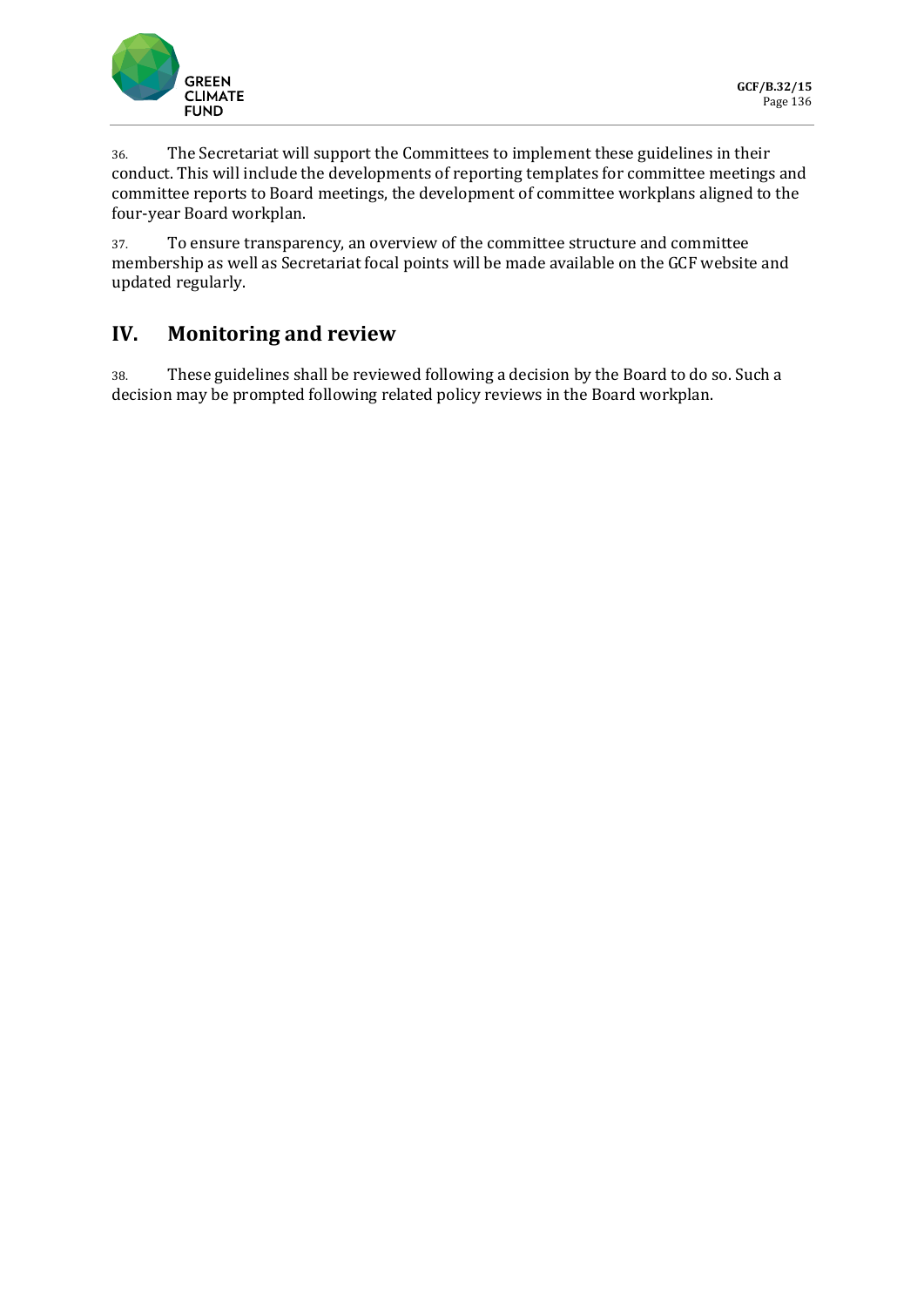36. The Secretariat will support the Committees to implement these guidelines in their conduct. This will include the developments of reporting templates for committee meetings and committee reports to Board meetings, the development of committee workplans aligned to the four-year Board workplan.

37. To ensure transparency, an overview of the committee structure and committee membership as well as Secretariat focal points will be made available on the GCF website and updated regularly.

## IV. Monitoring and review

38. These guidelines shall be reviewed following a decision by the Board to do so. Such a decision may be prompted following related policy reviews in the Board workplan.